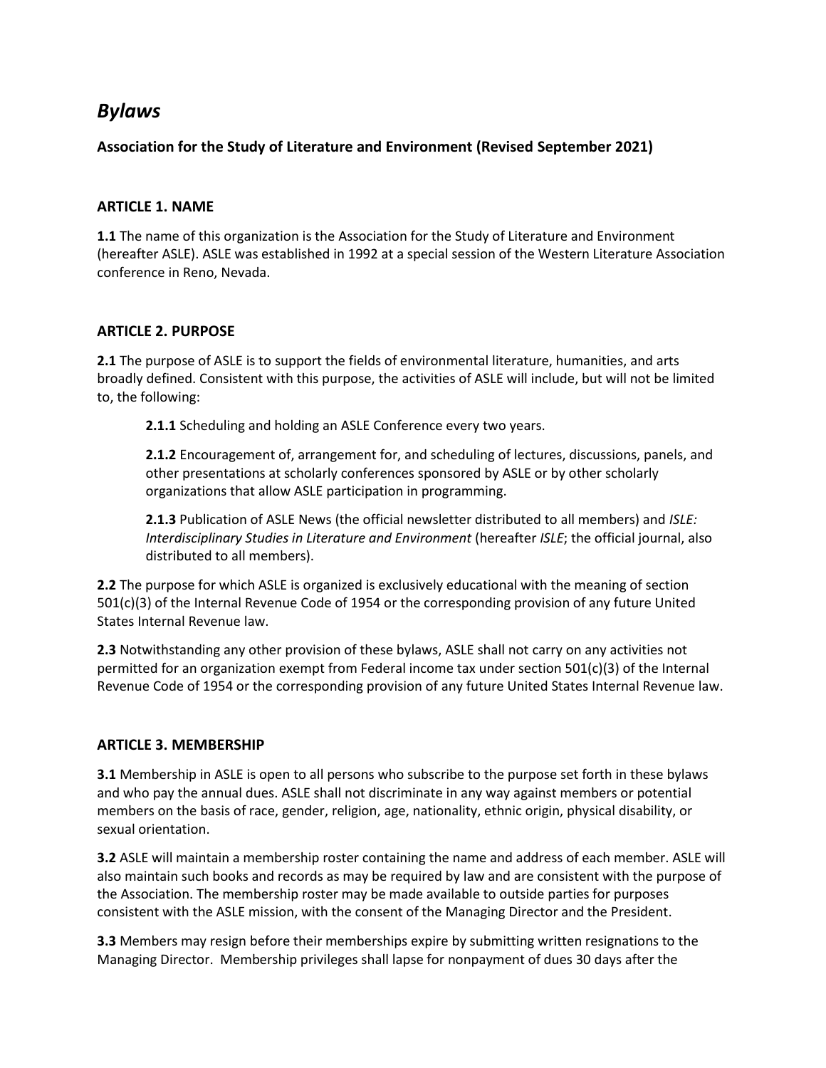# *Bylaws*

### Association for the Study of Literature and Environment (Revised September 2021)

## ARTICLE 1. NAME

**1.1** The name of this organization is the Association for the Study of Literature and Environment (hereafter ASLE). ASLE was established in 1992 at a special session of the Western Literature Association conference in Reno, Nevada.

## ARTICLE 2. PURPOSE

**2.1** The purpose of ASLE is to support the fields of environmental literature, humanities, and arts broadly defined. Consistent with this purpose, the activities of ASLE will include, but will not be limited to, the following:

> **2.1.1** Scheduling and holding an ASLE Conference every two years.
>
> **2.1.2** Encouragement of, arrangement for, and scheduling of lectures, discussions, panels, and other presentations at scholarly conferences sponsored by ASLE or by other scholarly organizations that allow ASLE participation in programming.
>
> **2.1.3** Publication of ASLE News (the official newsletter distributed to all members) and *ISLE: Interdisciplinary Studies in Literature and Environment* (hereafter *ISLE*; the official journal, also distributed to all members).

**2.2** The purpose for which ASLE is organized is exclusively educational with the meaning of section 501(c)(3) of the Internal Revenue Code of 1954 or the corresponding provision of any future United States Internal Revenue law.

**2.3** Notwithstanding any other provision of these bylaws, ASLE shall not carry on any activities not permitted for an organization exempt from Federal income tax under section 501(c)(3) of the Internal Revenue Code of 1954 or the corresponding provision of any future United States Internal Revenue law.

## ARTICLE 3. MEMBERSHIP

**3.1** Membership in ASLE is open to all persons who subscribe to the purpose set forth in these bylaws and who pay the annual dues. ASLE shall not discriminate in any way against members or potential members on the basis of race, gender, religion, age, nationality, ethnic origin, physical disability, or sexual orientation.

**3.2** ASLE will maintain a membership roster containing the name and address of each member. ASLE will also maintain such books and records as may be required by law and are consistent with the purpose of the Association. The membership roster may be made available to outside parties for purposes consistent with the ASLE mission, with the consent of the Managing Director and the President.

**3.3** Members may resign before their memberships expire by submitting written resignations to the Managing Director. Membership privileges shall lapse for nonpayment of dues 30 days after the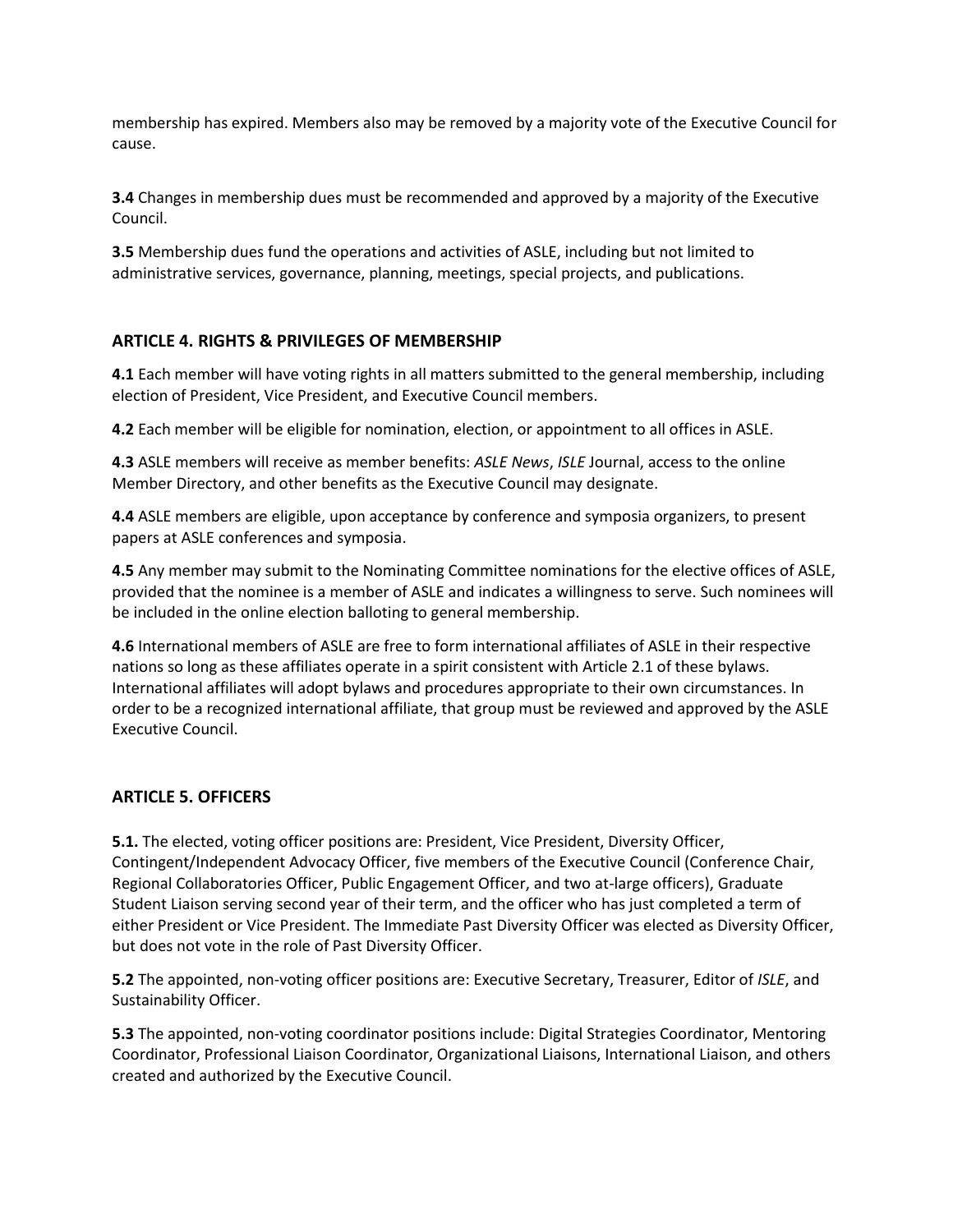membership has expired. Members also may be removed by a majority vote of the Executive Council for cause.

**3.4** Changes in membership dues must be recommended and approved by a majority of the Executive Council.

**3.5** Membership dues fund the operations and activities of ASLE, including but not limited to administrative services, governance, planning, meetings, special projects, and publications.

## ARTICLE 4. RIGHTS & PRIVILEGES OF MEMBERSHIP

**4.1** Each member will have voting rights in all matters submitted to the general membership, including election of President, Vice President, and Executive Council members.

**4.2** Each member will be eligible for nomination, election, or appointment to all offices in ASLE.

**4.3** ASLE members will receive as member benefits: *ASLE News*, *ISLE* Journal, access to the online Member Directory, and other benefits as the Executive Council may designate.

**4.4** ASLE members are eligible, upon acceptance by conference and symposia organizers, to present papers at ASLE conferences and symposia.

**4.5** Any member may submit to the Nominating Committee nominations for the elective offices of ASLE, provided that the nominee is a member of ASLE and indicates a willingness to serve. Such nominees will be included in the online election balloting to general membership.

**4.6** International members of ASLE are free to form international affiliates of ASLE in their respective nations so long as these affiliates operate in a spirit consistent with Article 2.1 of these bylaws. International affiliates will adopt bylaws and procedures appropriate to their own circumstances. In order to be a recognized international affiliate, that group must be reviewed and approved by the ASLE Executive Council.

## ARTICLE 5. OFFICERS

**5.1.** The elected, voting officer positions are: President, Vice President, Diversity Officer, Contingent/Independent Advocacy Officer, five members of the Executive Council (Conference Chair, Regional Collaboratories Officer, Public Engagement Officer, and two at-large officers), Graduate Student Liaison serving second year of their term, and the officer who has just completed a term of either President or Vice President. The Immediate Past Diversity Officer was elected as Diversity Officer, but does not vote in the role of Past Diversity Officer.

**5.2** The appointed, non-voting officer positions are: Executive Secretary, Treasurer, Editor of *ISLE*, and Sustainability Officer.

**5.3** The appointed, non-voting coordinator positions include: Digital Strategies Coordinator, Mentoring Coordinator, Professional Liaison Coordinator, Organizational Liaisons, International Liaison, and others created and authorized by the Executive Council.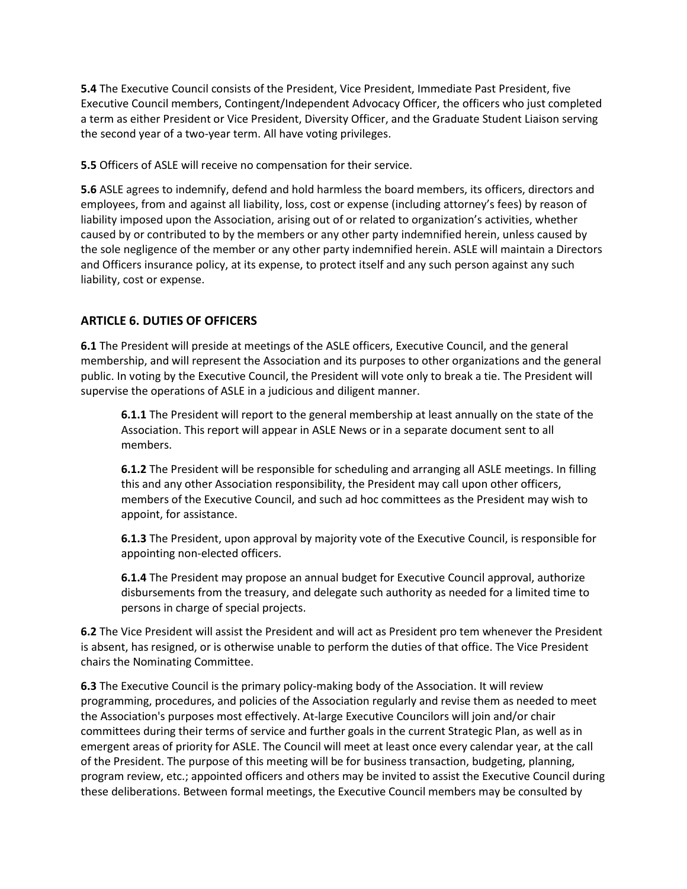**5.4** The Executive Council consists of the President, Vice President, Immediate Past President, five Executive Council members, Contingent/Independent Advocacy Officer, the officers who just completed a term as either President or Vice President, Diversity Officer, and the Graduate Student Liaison serving the second year of a two-year term. All have voting privileges.

**5.5** Officers of ASLE will receive no compensation for their service.

**5.6** ASLE agrees to indemnify, defend and hold harmless the board members, its officers, directors and employees, from and against all liability, loss, cost or expense (including attorney's fees) by reason of liability imposed upon the Association, arising out of or related to organization's activities, whether caused by or contributed to by the members or any other party indemnified herein, unless caused by the sole negligence of the member or any other party indemnified herein. ASLE will maintain a Directors and Officers insurance policy, at its expense, to protect itself and any such person against any such liability, cost or expense.

## ARTICLE 6. DUTIES OF OFFICERS

**6.1** The President will preside at meetings of the ASLE officers, Executive Council, and the general membership, and will represent the Association and its purposes to other organizations and the general public. In voting by the Executive Council, the President will vote only to break a tie. The President will supervise the operations of ASLE in a judicious and diligent manner.

> **6.1.1** The President will report to the general membership at least annually on the state of the Association. This report will appear in ASLE News or in a separate document sent to all members.
>
> **6.1.2** The President will be responsible for scheduling and arranging all ASLE meetings. In filling this and any other Association responsibility, the President may call upon other officers, members of the Executive Council, and such ad hoc committees as the President may wish to appoint, for assistance.
>
> **6.1.3** The President, upon approval by majority vote of the Executive Council, is responsible for appointing non-elected officers.
>
> **6.1.4** The President may propose an annual budget for Executive Council approval, authorize disbursements from the treasury, and delegate such authority as needed for a limited time to persons in charge of special projects.

**6.2** The Vice President will assist the President and will act as President pro tem whenever the President is absent, has resigned, or is otherwise unable to perform the duties of that office. The Vice President chairs the Nominating Committee.

**6.3** The Executive Council is the primary policy-making body of the Association. It will review programming, procedures, and policies of the Association regularly and revise them as needed to meet the Association's purposes most effectively. At-large Executive Councilors will join and/or chair committees during their terms of service and further goals in the current Strategic Plan, as well as in emergent areas of priority for ASLE. The Council will meet at least once every calendar year, at the call of the President. The purpose of this meeting will be for business transaction, budgeting, planning, program review, etc.; appointed officers and others may be invited to assist the Executive Council during these deliberations. Between formal meetings, the Executive Council members may be consulted by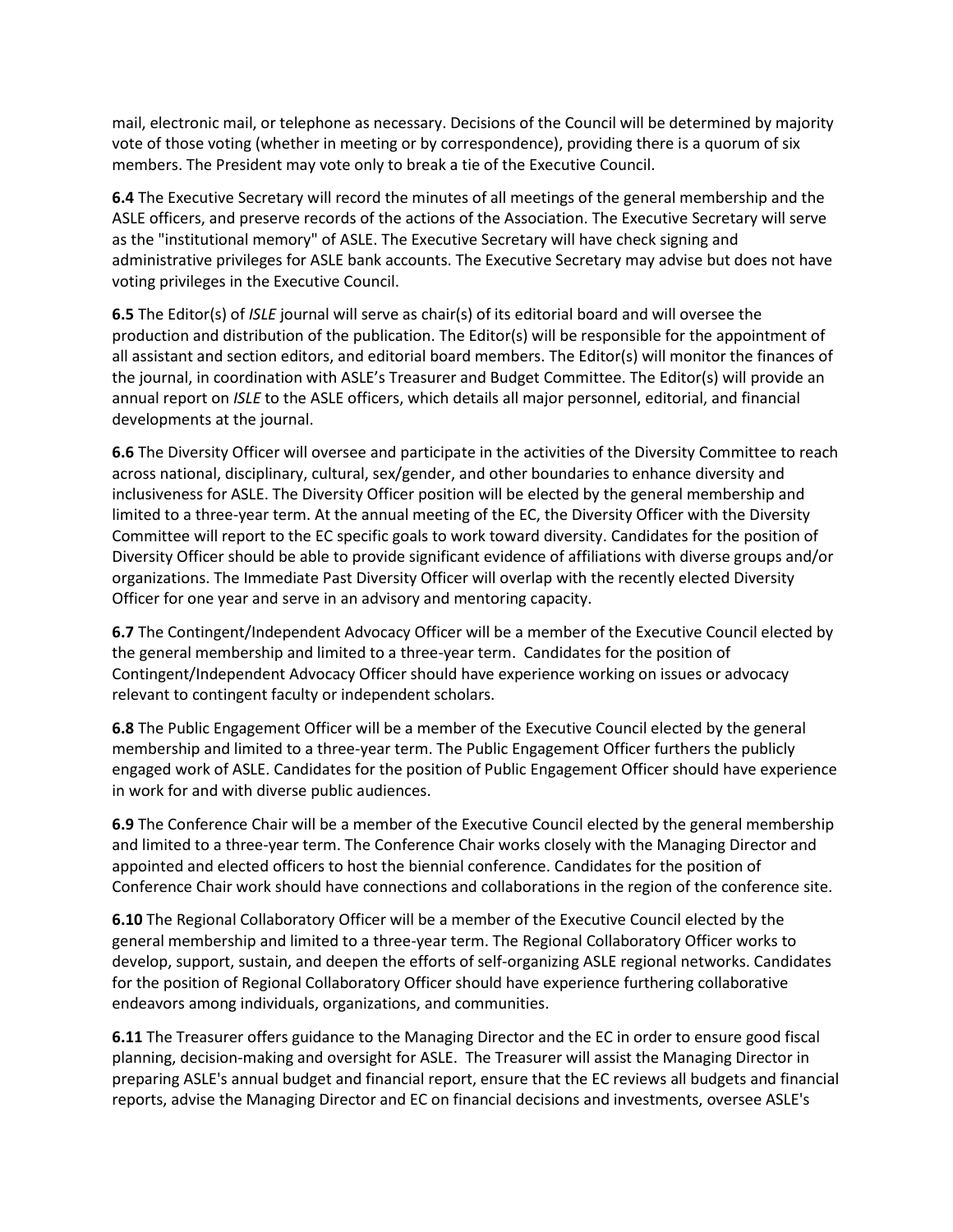mail, electronic mail, or telephone as necessary. Decisions of the Council will be determined by majority vote of those voting (whether in meeting or by correspondence), providing there is a quorum of six members. The President may vote only to break a tie of the Executive Council.

**6.4** The Executive Secretary will record the minutes of all meetings of the general membership and the ASLE officers, and preserve records of the actions of the Association. The Executive Secretary will serve as the "institutional memory" of ASLE. The Executive Secretary will have check signing and administrative privileges for ASLE bank accounts. The Executive Secretary may advise but does not have voting privileges in the Executive Council.

**6.5** The Editor(s) of *ISLE* journal will serve as chair(s) of its editorial board and will oversee the production and distribution of the publication. The Editor(s) will be responsible for the appointment of all assistant and section editors, and editorial board members. The Editor(s) will monitor the finances of the journal, in coordination with ASLE's Treasurer and Budget Committee. The Editor(s) will provide an annual report on *ISLE* to the ASLE officers, which details all major personnel, editorial, and financial developments at the journal.

**6.6** The Diversity Officer will oversee and participate in the activities of the Diversity Committee to reach across national, disciplinary, cultural, sex/gender, and other boundaries to enhance diversity and inclusiveness for ASLE. The Diversity Officer position will be elected by the general membership and limited to a three-year term. At the annual meeting of the EC, the Diversity Officer with the Diversity Committee will report to the EC specific goals to work toward diversity. Candidates for the position of Diversity Officer should be able to provide significant evidence of affiliations with diverse groups and/or organizations. The Immediate Past Diversity Officer will overlap with the recently elected Diversity Officer for one year and serve in an advisory and mentoring capacity.

**6.7** The Contingent/Independent Advocacy Officer will be a member of the Executive Council elected by the general membership and limited to a three-year term. Candidates for the position of Contingent/Independent Advocacy Officer should have experience working on issues or advocacy relevant to contingent faculty or independent scholars.

**6.8** The Public Engagement Officer will be a member of the Executive Council elected by the general membership and limited to a three-year term. The Public Engagement Officer furthers the publicly engaged work of ASLE. Candidates for the position of Public Engagement Officer should have experience in work for and with diverse public audiences.

**6.9** The Conference Chair will be a member of the Executive Council elected by the general membership and limited to a three-year term. The Conference Chair works closely with the Managing Director and appointed and elected officers to host the biennial conference. Candidates for the position of Conference Chair work should have connections and collaborations in the region of the conference site.

**6.10** The Regional Collaboratory Officer will be a member of the Executive Council elected by the general membership and limited to a three-year term. The Regional Collaboratory Officer works to develop, support, sustain, and deepen the efforts of self-organizing ASLE regional networks. Candidates for the position of Regional Collaboratory Officer should have experience furthering collaborative endeavors among individuals, organizations, and communities.

**6.11** The Treasurer offers guidance to the Managing Director and the EC in order to ensure good fiscal planning, decision-making and oversight for ASLE. The Treasurer will assist the Managing Director in preparing ASLE's annual budget and financial report, ensure that the EC reviews all budgets and financial reports, advise the Managing Director and EC on financial decisions and investments, oversee ASLE's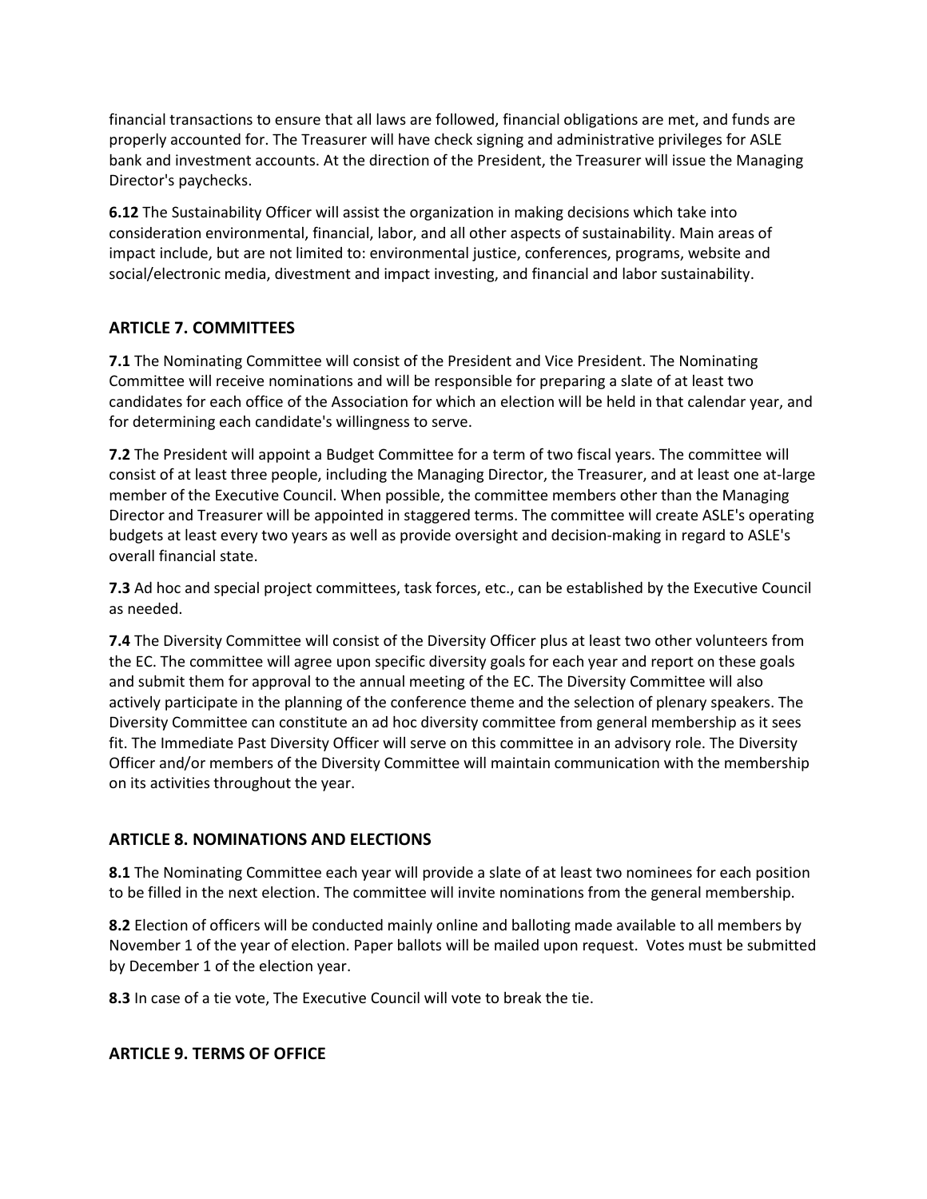financial transactions to ensure that all laws are followed, financial obligations are met, and funds are properly accounted for. The Treasurer will have check signing and administrative privileges for ASLE bank and investment accounts. At the direction of the President, the Treasurer will issue the Managing Director's paychecks.

**6.12** The Sustainability Officer will assist the organization in making decisions which take into consideration environmental, financial, labor, and all other aspects of sustainability. Main areas of impact include, but are not limited to: environmental justice, conferences, programs, website and social/electronic media, divestment and impact investing, and financial and labor sustainability.

## ARTICLE 7. COMMITTEES

**7.1** The Nominating Committee will consist of the President and Vice President. The Nominating Committee will receive nominations and will be responsible for preparing a slate of at least two candidates for each office of the Association for which an election will be held in that calendar year, and for determining each candidate's willingness to serve.

**7.2** The President will appoint a Budget Committee for a term of two fiscal years. The committee will consist of at least three people, including the Managing Director, the Treasurer, and at least one at-large member of the Executive Council. When possible, the committee members other than the Managing Director and Treasurer will be appointed in staggered terms. The committee will create ASLE's operating budgets at least every two years as well as provide oversight and decision-making in regard to ASLE's overall financial state.

**7.3** Ad hoc and special project committees, task forces, etc., can be established by the Executive Council as needed.

**7.4** The Diversity Committee will consist of the Diversity Officer plus at least two other volunteers from the EC. The committee will agree upon specific diversity goals for each year and report on these goals and submit them for approval to the annual meeting of the EC. The Diversity Committee will also actively participate in the planning of the conference theme and the selection of plenary speakers. The Diversity Committee can constitute an ad hoc diversity committee from general membership as it sees fit. The Immediate Past Diversity Officer will serve on this committee in an advisory role. The Diversity Officer and/or members of the Diversity Committee will maintain communication with the membership on its activities throughout the year.

## ARTICLE 8. NOMINATIONS AND ELECTIONS

**8.1** The Nominating Committee each year will provide a slate of at least two nominees for each position to be filled in the next election. The committee will invite nominations from the general membership.

**8.2** Election of officers will be conducted mainly online and balloting made available to all members by November 1 of the year of election. Paper ballots will be mailed upon request. Votes must be submitted by December 1 of the election year.

**8.3** In case of a tie vote, The Executive Council will vote to break the tie.

## ARTICLE 9. TERMS OF OFFICE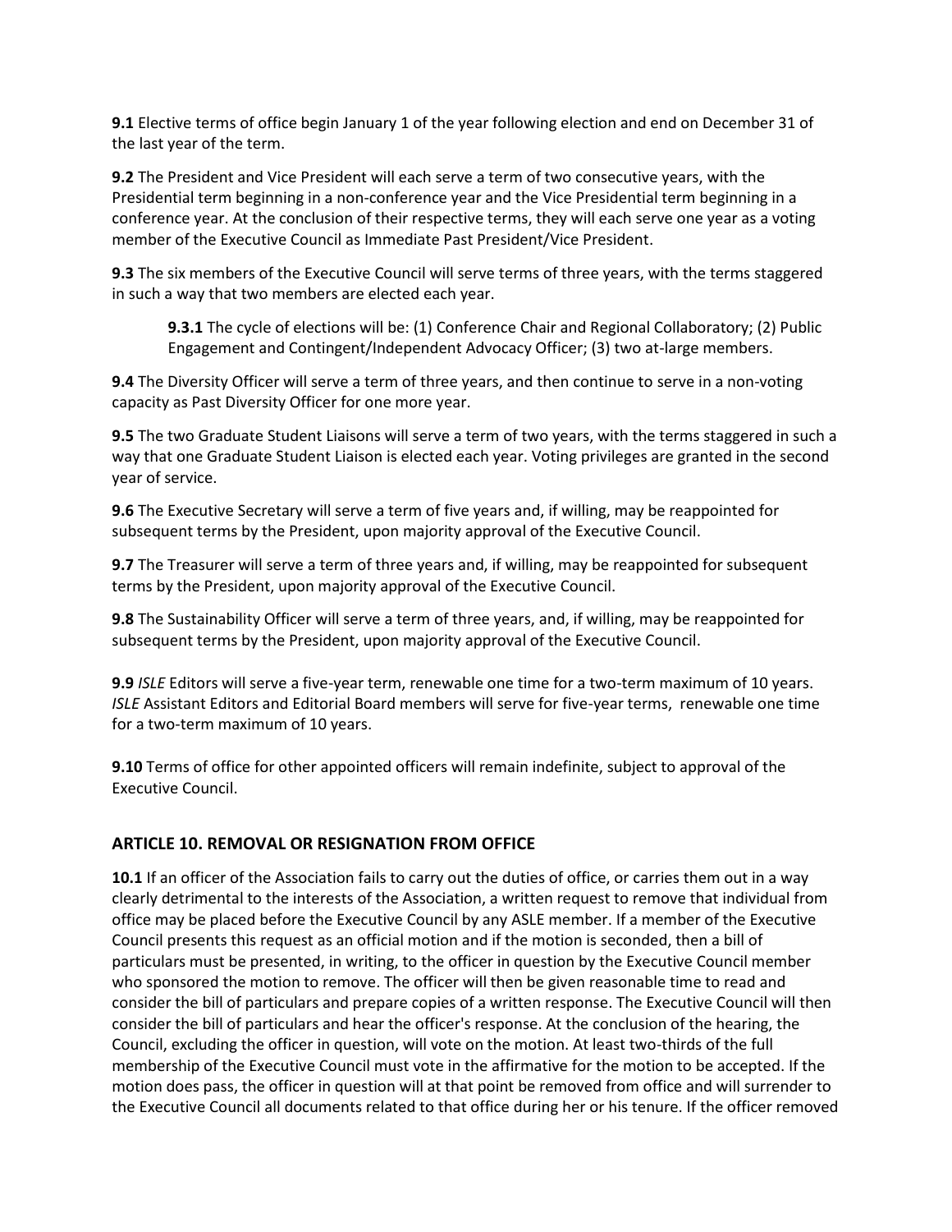**9.1** Elective terms of office begin January 1 of the year following election and end on December 31 of the last year of the term.

**9.2** The President and Vice President will each serve a term of two consecutive years, with the Presidential term beginning in a non-conference year and the Vice Presidential term beginning in a conference year. At the conclusion of their respective terms, they will each serve one year as a voting member of the Executive Council as Immediate Past President/Vice President.

**9.3** The six members of the Executive Council will serve terms of three years, with the terms staggered in such a way that two members are elected each year.

> **9.3.1** The cycle of elections will be: (1) Conference Chair and Regional Collaboratory; (2) Public Engagement and Contingent/Independent Advocacy Officer; (3) two at-large members.

**9.4** The Diversity Officer will serve a term of three years, and then continue to serve in a non-voting capacity as Past Diversity Officer for one more year.

**9.5** The two Graduate Student Liaisons will serve a term of two years, with the terms staggered in such a way that one Graduate Student Liaison is elected each year. Voting privileges are granted in the second year of service.

**9.6** The Executive Secretary will serve a term of five years and, if willing, may be reappointed for subsequent terms by the President, upon majority approval of the Executive Council.

**9.7** The Treasurer will serve a term of three years and, if willing, may be reappointed for subsequent terms by the President, upon majority approval of the Executive Council.

**9.8** The Sustainability Officer will serve a term of three years, and, if willing, may be reappointed for subsequent terms by the President, upon majority approval of the Executive Council.

**9.9** *ISLE* Editors will serve a five-year term, renewable one time for a two-term maximum of 10 years. *ISLE* Assistant Editors and Editorial Board members will serve for five-year terms, renewable one time for a two-term maximum of 10 years.

**9.10** Terms of office for other appointed officers will remain indefinite, subject to approval of the Executive Council.

## ARTICLE 10. REMOVAL OR RESIGNATION FROM OFFICE

**10.1** If an officer of the Association fails to carry out the duties of office, or carries them out in a way clearly detrimental to the interests of the Association, a written request to remove that individual from office may be placed before the Executive Council by any ASLE member. If a member of the Executive Council presents this request as an official motion and if the motion is seconded, then a bill of particulars must be presented, in writing, to the officer in question by the Executive Council member who sponsored the motion to remove. The officer will then be given reasonable time to read and consider the bill of particulars and prepare copies of a written response. The Executive Council will then consider the bill of particulars and hear the officer's response. At the conclusion of the hearing, the Council, excluding the officer in question, will vote on the motion. At least two-thirds of the full membership of the Executive Council must vote in the affirmative for the motion to be accepted. If the motion does pass, the officer in question will at that point be removed from office and will surrender to the Executive Council all documents related to that office during her or his tenure. If the officer removed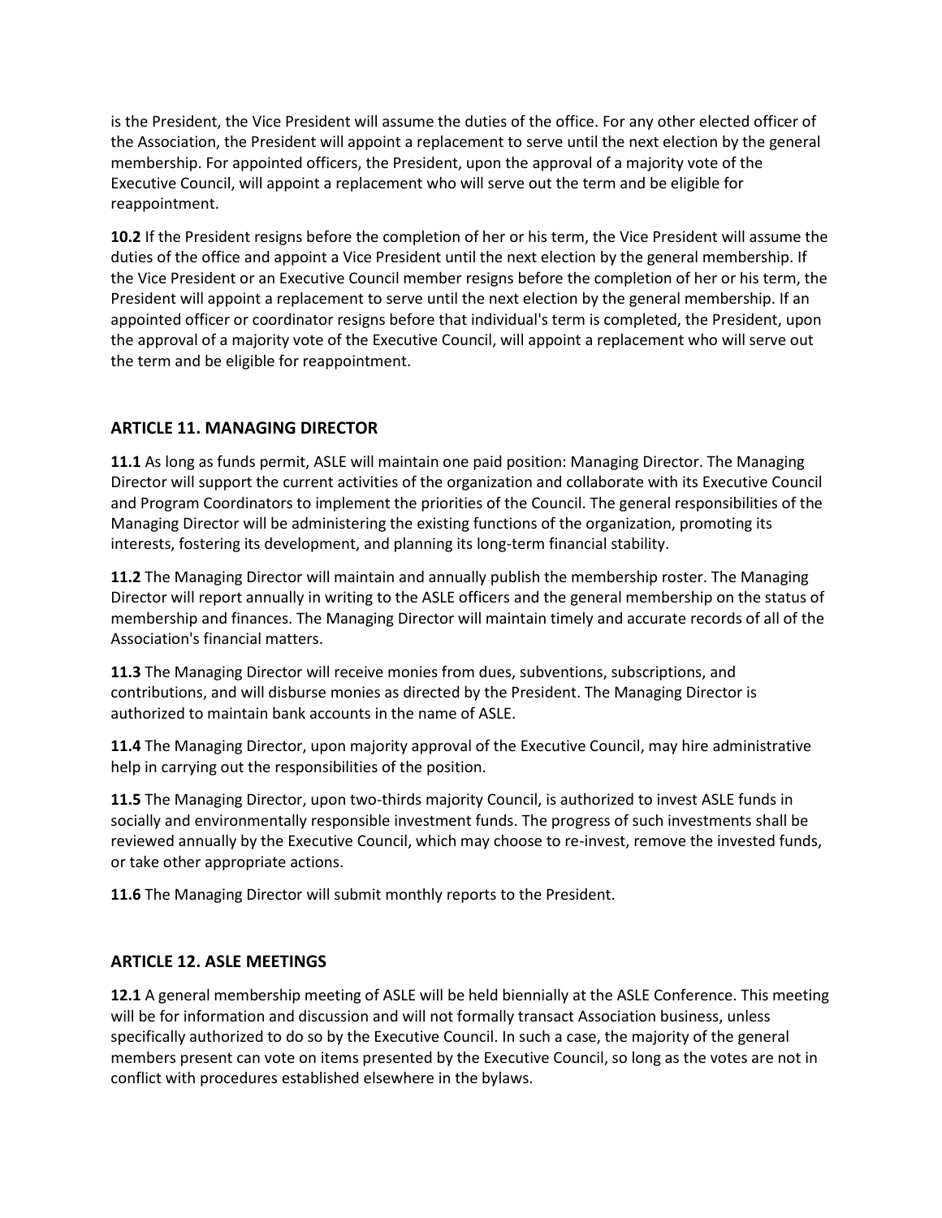is the President, the Vice President will assume the duties of the office. For any other elected officer of the Association, the President will appoint a replacement to serve until the next election by the general membership. For appointed officers, the President, upon the approval of a majority vote of the Executive Council, will appoint a replacement who will serve out the term and be eligible for reappointment.

**10.2** If the President resigns before the completion of her or his term, the Vice President will assume the duties of the office and appoint a Vice President until the next election by the general membership. If the Vice President or an Executive Council member resigns before the completion of her or his term, the President will appoint a replacement to serve until the next election by the general membership. If an appointed officer or coordinator resigns before that individual's term is completed, the President, upon the approval of a majority vote of the Executive Council, will appoint a replacement who will serve out the term and be eligible for reappointment.

## ARTICLE 11. MANAGING DIRECTOR

**11.1** As long as funds permit, ASLE will maintain one paid position: Managing Director. The Managing Director will support the current activities of the organization and collaborate with its Executive Council and Program Coordinators to implement the priorities of the Council. The general responsibilities of the Managing Director will be administering the existing functions of the organization, promoting its interests, fostering its development, and planning its long-term financial stability.

**11.2** The Managing Director will maintain and annually publish the membership roster. The Managing Director will report annually in writing to the ASLE officers and the general membership on the status of membership and finances. The Managing Director will maintain timely and accurate records of all of the Association's financial matters.

**11.3** The Managing Director will receive monies from dues, subventions, subscriptions, and contributions, and will disburse monies as directed by the President. The Managing Director is authorized to maintain bank accounts in the name of ASLE.

**11.4** The Managing Director, upon majority approval of the Executive Council, may hire administrative help in carrying out the responsibilities of the position.

**11.5** The Managing Director, upon two-thirds majority Council, is authorized to invest ASLE funds in socially and environmentally responsible investment funds. The progress of such investments shall be reviewed annually by the Executive Council, which may choose to re-invest, remove the invested funds, or take other appropriate actions.

**11.6** The Managing Director will submit monthly reports to the President.

## ARTICLE 12. ASLE MEETINGS

**12.1** A general membership meeting of ASLE will be held biennially at the ASLE Conference. This meeting will be for information and discussion and will not formally transact Association business, unless specifically authorized to do so by the Executive Council. In such a case, the majority of the general members present can vote on items presented by the Executive Council, so long as the votes are not in conflict with procedures established elsewhere in the bylaws.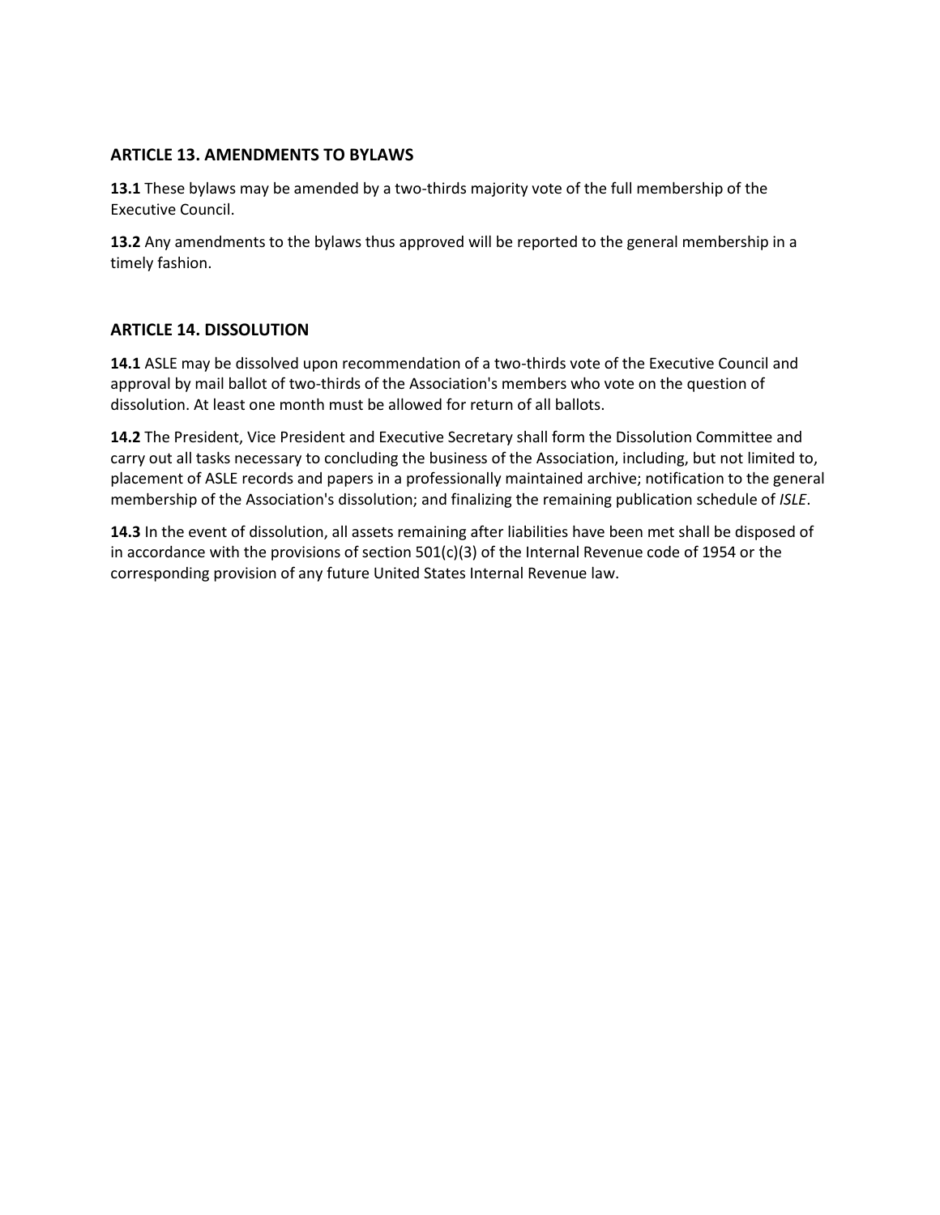### ARTICLE 13. AMENDMENTS TO BYLAWS

**13.1** These bylaws may be amended by a two-thirds majority vote of the full membership of the Executive Council.

**13.2** Any amendments to the bylaws thus approved will be reported to the general membership in a timely fashion.

### ARTICLE 14. DISSOLUTION

**14.1** ASLE may be dissolved upon recommendation of a two-thirds vote of the Executive Council and approval by mail ballot of two-thirds of the Association's members who vote on the question of dissolution. At least one month must be allowed for return of all ballots.

**14.2** The President, Vice President and Executive Secretary shall form the Dissolution Committee and carry out all tasks necessary to concluding the business of the Association, including, but not limited to, placement of ASLE records and papers in a professionally maintained archive; notification to the general membership of the Association's dissolution; and finalizing the remaining publication schedule of *ISLE*.

**14.3** In the event of dissolution, all assets remaining after liabilities have been met shall be disposed of in accordance with the provisions of section 501(c)(3) of the Internal Revenue code of 1954 or the corresponding provision of any future United States Internal Revenue law.